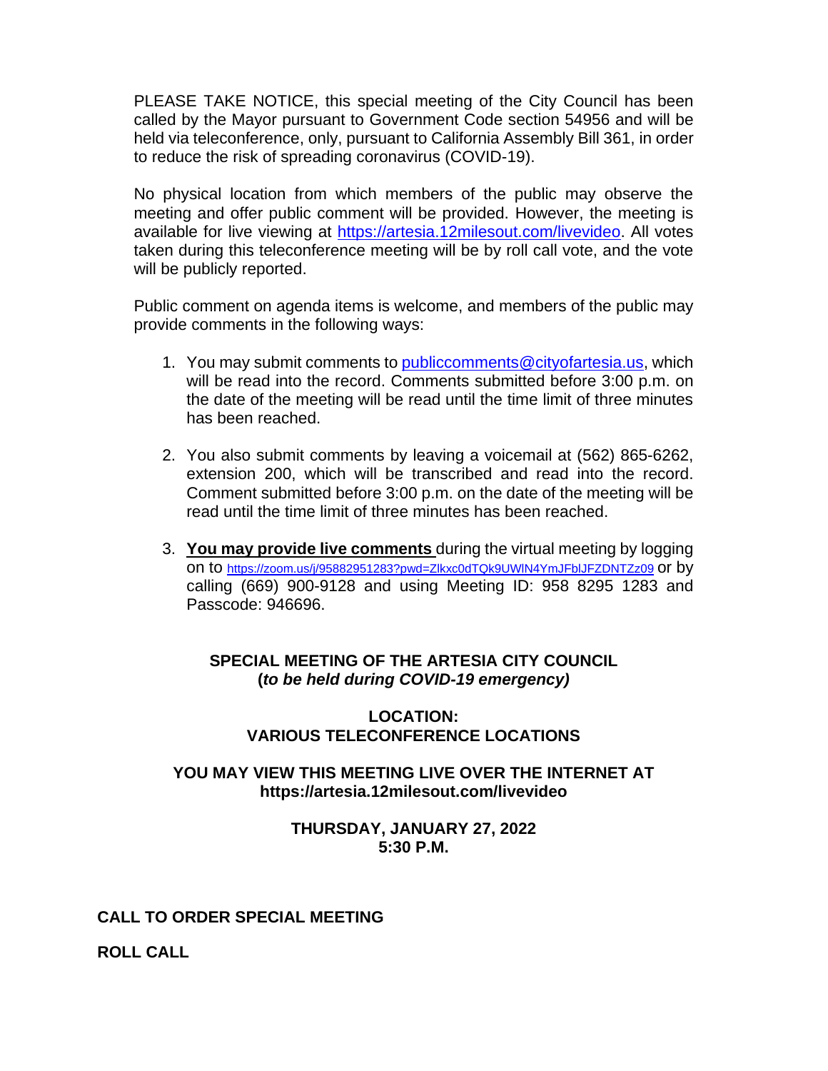PLEASE TAKE NOTICE, this special meeting of the City Council has been called by the Mayor pursuant to Government Code section 54956 and will be held via teleconference, only, pursuant to California Assembly Bill 361, in order to reduce the risk of spreading coronavirus (COVID-19).

No physical location from which members of the public may observe the meeting and offer public comment will be provided. However, the meeting is available for live viewing at https://artesia.12milesout.com/livevideo. All votes taken during this teleconference meeting will be by roll call vote, and the vote will be publicly reported.

Public comment on agenda items is welcome, and members of the public may provide comments in the following ways:

1. You may submit comments to publiccomments@cityofartesia.us, which will be read into the record. Comments submitted before 3:00 p.m. on the date of the meeting will be read until the time limit of three minutes has been reached.

2. You also submit comments by leaving a voicemail at (562) 865-6262, extension 200, which will be transcribed and read into the record. Comment submitted before 3:00 p.m. on the date of the meeting will be read until the time limit of three minutes has been reached.

3. **You may provide live comments** during the virtual meeting by logging on to https://zoom.us/j/95882951283?pwd=Zlkxc0dTQk9UWlN4YmJFblJFZDNTZz09 or by calling (669) 900-9128 and using Meeting ID: 958 8295 1283 and Passcode: 946696.

**SPECIAL MEETING OF THE ARTESIA CITY COUNCIL**
**(*to be held during COVID-19 emergency)***

**LOCATION:**
**VARIOUS TELECONFERENCE LOCATIONS**

**YOU MAY VIEW THIS MEETING LIVE OVER THE INTERNET AT**
**https://artesia.12milesout.com/livevideo**

**THURSDAY, JANUARY 27, 2022**
**5:30 P.M.**

**CALL TO ORDER SPECIAL MEETING**

**ROLL CALL**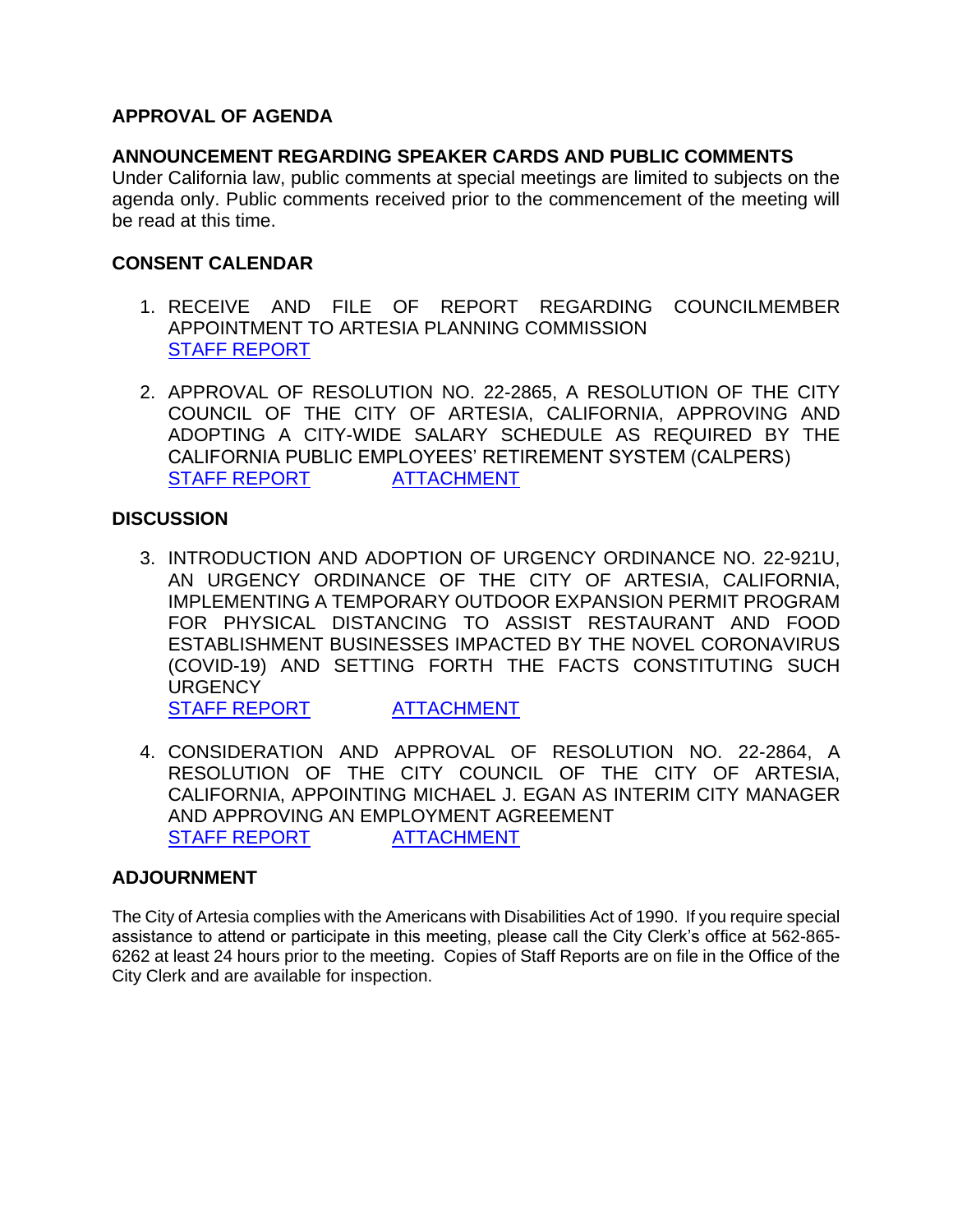**APPROVAL OF AGENDA**

**ANNOUNCEMENT REGARDING SPEAKER CARDS AND PUBLIC COMMENTS**
Under California law, public comments at special meetings are limited to subjects on the agenda only. Public comments received prior to the commencement of the meeting will be read at this time.

**CONSENT CALENDAR**

1. RECEIVE AND FILE OF REPORT REGARDING COUNCILMEMBER APPOINTMENT TO ARTESIA PLANNING COMMISSION
   STAFF REPORT

2. APPROVAL OF RESOLUTION NO. 22-2865, A RESOLUTION OF THE CITY COUNCIL OF THE CITY OF ARTESIA, CALIFORNIA, APPROVING AND ADOPTING A CITY-WIDE SALARY SCHEDULE AS REQUIRED BY THE CALIFORNIA PUBLIC EMPLOYEES' RETIREMENT SYSTEM (CALPERS)
   STAFF REPORT ATTACHMENT

**DISCUSSION**

3. INTRODUCTION AND ADOPTION OF URGENCY ORDINANCE NO. 22-921U, AN URGENCY ORDINANCE OF THE CITY OF ARTESIA, CALIFORNIA, IMPLEMENTING A TEMPORARY OUTDOOR EXPANSION PERMIT PROGRAM FOR PHYSICAL DISTANCING TO ASSIST RESTAURANT AND FOOD ESTABLISHMENT BUSINESSES IMPACTED BY THE NOVEL CORONAVIRUS (COVID-19) AND SETTING FORTH THE FACTS CONSTITUTING SUCH URGENCY
   STAFF REPORT ATTACHMENT

4. CONSIDERATION AND APPROVAL OF RESOLUTION NO. 22-2864, A RESOLUTION OF THE CITY COUNCIL OF THE CITY OF ARTESIA, CALIFORNIA, APPOINTING MICHAEL J. EGAN AS INTERIM CITY MANAGER AND APPROVING AN EMPLOYMENT AGREEMENT
   STAFF REPORT ATTACHMENT

**ADJOURNMENT**

The City of Artesia complies with the Americans with Disabilities Act of 1990. If you require special assistance to attend or participate in this meeting, please call the City Clerk's office at 562-865-6262 at least 24 hours prior to the meeting. Copies of Staff Reports are on file in the Office of the City Clerk and are available for inspection.